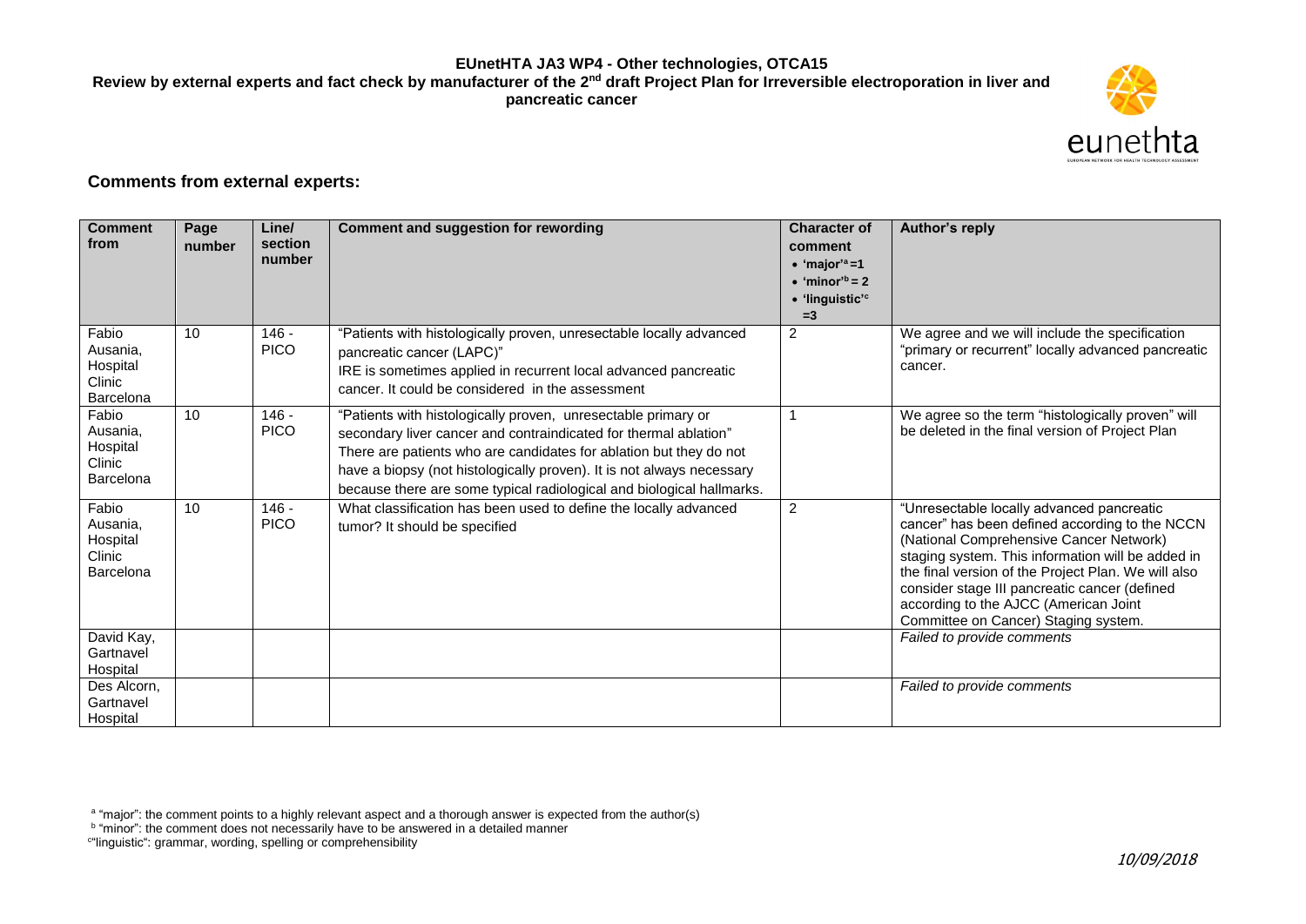# EUnetHTA JA3 WP4 - Other technologies, OTCA15

**Review by external experts and fact check by manufacturer of the 2nd draft Project Plan for Irreversible electroporation in liver and pancreatic cancer**

## Comments from external experts:

| Comment from | Page number | Line/ section number | Comment and suggestion for rewording | Character of comment • 'major'[a] =1 • 'minor'[b] = 2 • 'linguistic'[c] =3 | Author's reply |
|---|---|---|---|---|---|
| Fabio Ausania, Hospital Clinic Barcelona | 10 | 146 - PICO | "Patients with histologically proven, unresectable locally advanced pancreatic cancer (LAPC)" IRE is sometimes applied in recurrent local advanced pancreatic cancer. It could be considered in the assessment | 2 | We agree and we will include the specification "primary or recurrent" locally advanced pancreatic cancer. |
| Fabio Ausania, Hospital Clinic Barcelona | 10 | 146 - PICO | "Patients with histologically proven, unresectable primary or secondary liver cancer and contraindicated for thermal ablation" There are patients who are candidates for ablation but they do not have a biopsy (not histologically proven). It is not always necessary because there are some typical radiological and biological hallmarks. | 1 | We agree so the term "histologically proven" will be deleted in the final version of Project Plan |
| Fabio Ausania, Hospital Clinic Barcelona | 10 | 146 - PICO | What classification has been used to define the locally advanced tumor? It should be specified | 2 | "Unresectable locally advanced pancreatic cancer" has been defined according to the NCCN (National Comprehensive Cancer Network) staging system. This information will be added in the final version of the Project Plan. We will also consider stage III pancreatic cancer (defined according to the AJCC (American Joint Committee on Cancer) Staging system. |
| David Kay, Gartnavel Hospital | | | | | *Failed to provide comments* |
| Des Alcorn, Gartnavel Hospital | | | | | *Failed to provide comments* |

[a] "major": the comment points to a highly relevant aspect and a thorough answer is expected from the author(s)

[b] "minor": the comment does not necessarily have to be answered in a detailed manner

[c] "linguistic": grammar, wording, spelling or comprehensibility

*10/09/2018*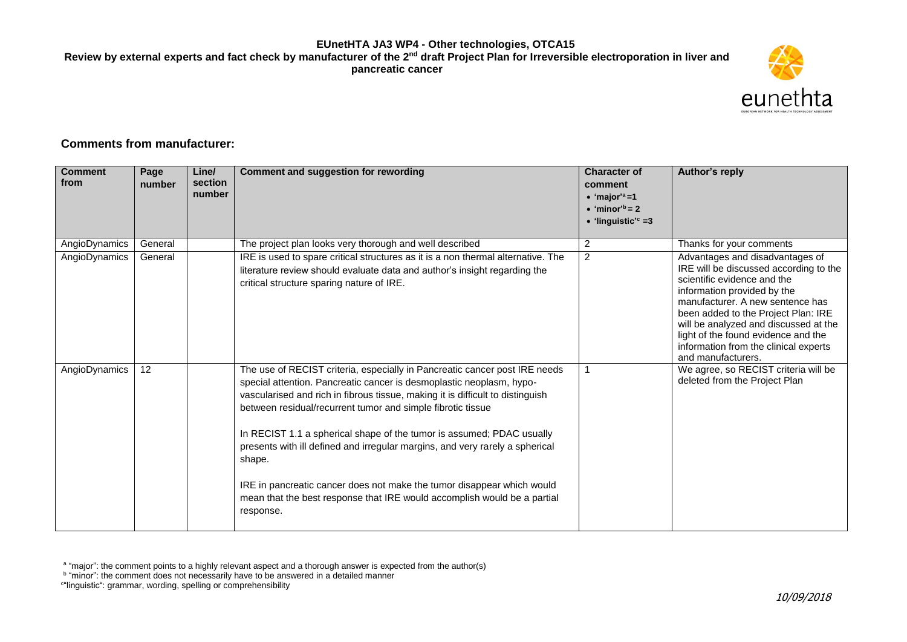## Comments from manufacturer:

| Comment from | Page number | Line/ section number | Comment and suggestion for rewording | Character of comment • 'major'[a] =1 • 'minor'[b] = 2 • 'linguistic'[c] =3 | Author's reply |
|---|---|---|---|---|---|
| AngioDynamics | General | | The project plan looks very thorough and well described | 2 | Thanks for your comments |
| AngioDynamics | General | | IRE is used to spare critical structures as it is a non thermal alternative. The literature review should evaluate data and author's insight regarding the critical structure sparing nature of IRE. | 2 | Advantages and disadvantages of IRE will be discussed according to the scientific evidence and the information provided by the manufacturer. A new sentence has been added to the Project Plan: IRE will be analyzed and discussed at the light of the found evidence and the information from the clinical experts and manufacturers. |
| AngioDynamics | 12 | | The use of RECIST criteria, especially in Pancreatic cancer post IRE needs special attention. Pancreatic cancer is desmoplastic neoplasm, hypo-vascularised and rich in fibrous tissue, making it is difficult to distinguish between residual/recurrent tumor and simple fibrotic tissue<br><br>In RECIST 1.1 a spherical shape of the tumor is assumed; PDAC usually presents with ill defined and irregular margins, and very rarely a spherical shape.<br><br>IRE in pancreatic cancer does not make the tumor disappear which would mean that the best response that IRE would accomplish would be a partial response. | 1 | We agree, so RECIST criteria will be deleted from the Project Plan |

[a] "major": the comment points to a highly relevant aspect and a thorough answer is expected from the author(s)
[b] "minor": the comment does not necessarily have to be answered in a detailed manner
[c] "linguistic": grammar, wording, spelling or comprehensibility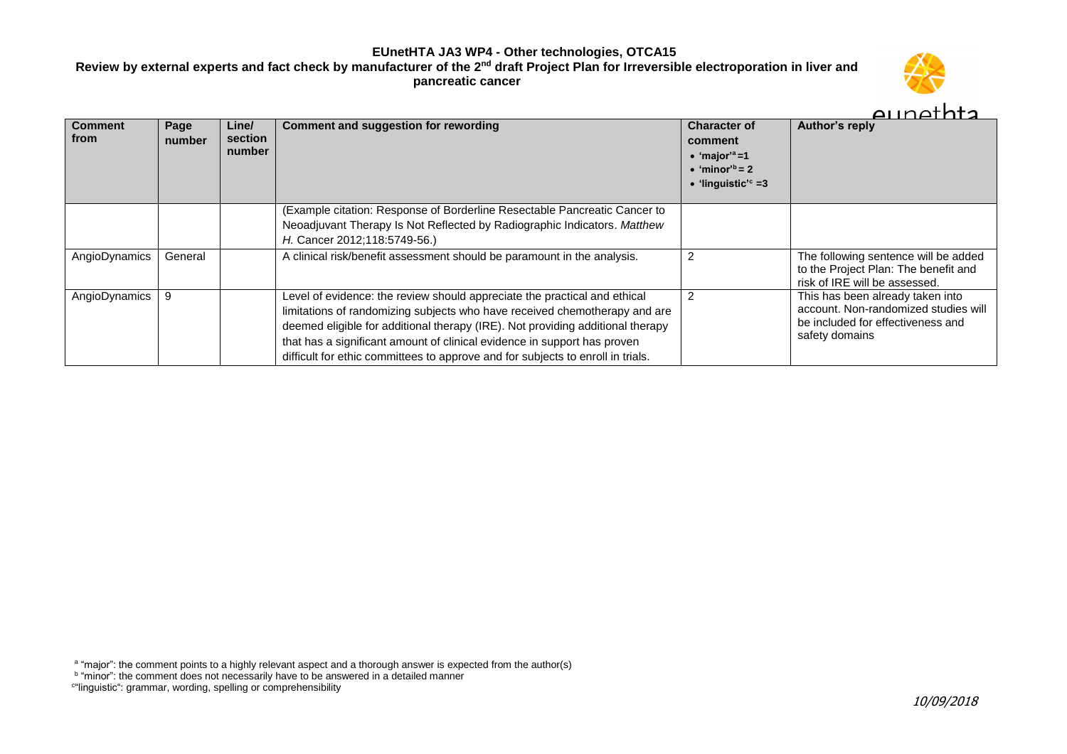| Comment from | Page number | Line/ section number | Comment and suggestion for rewording | Character of comment • 'major'[a]=1 • 'minor'[b] = 2 • 'linguistic'[c] =3 | Author's reply |
|---|---|---|---|---|---|
| | | | (Example citation: Response of Borderline Resectable Pancreatic Cancer to Neoadjuvant Therapy Is Not Reflected by Radiographic Indicators. *Matthew H.* Cancer 2012;118:5749-56.) | | |
| AngioDynamics | General | | A clinical risk/benefit assessment should be paramount in the analysis. | 2 | The following sentence will be added to the Project Plan: The benefit and risk of IRE will be assessed. |
| AngioDynamics | 9 | | Level of evidence: the review should appreciate the practical and ethical limitations of randomizing subjects who have received chemotherapy and are deemed eligible for additional therapy (IRE). Not providing additional therapy that has a significant amount of clinical evidence in support has proven difficult for ethic committees to approve and for subjects to enroll in trials. | 2 | This has been already taken into account. Non-randomized studies will be included for effectiveness and safety domains |

[a] "major": the comment points to a highly relevant aspect and a thorough answer is expected from the author(s)
[b] "minor": the comment does not necessarily have to be answered in a detailed manner
[c] "linguistic": grammar, wording, spelling or comprehensibility